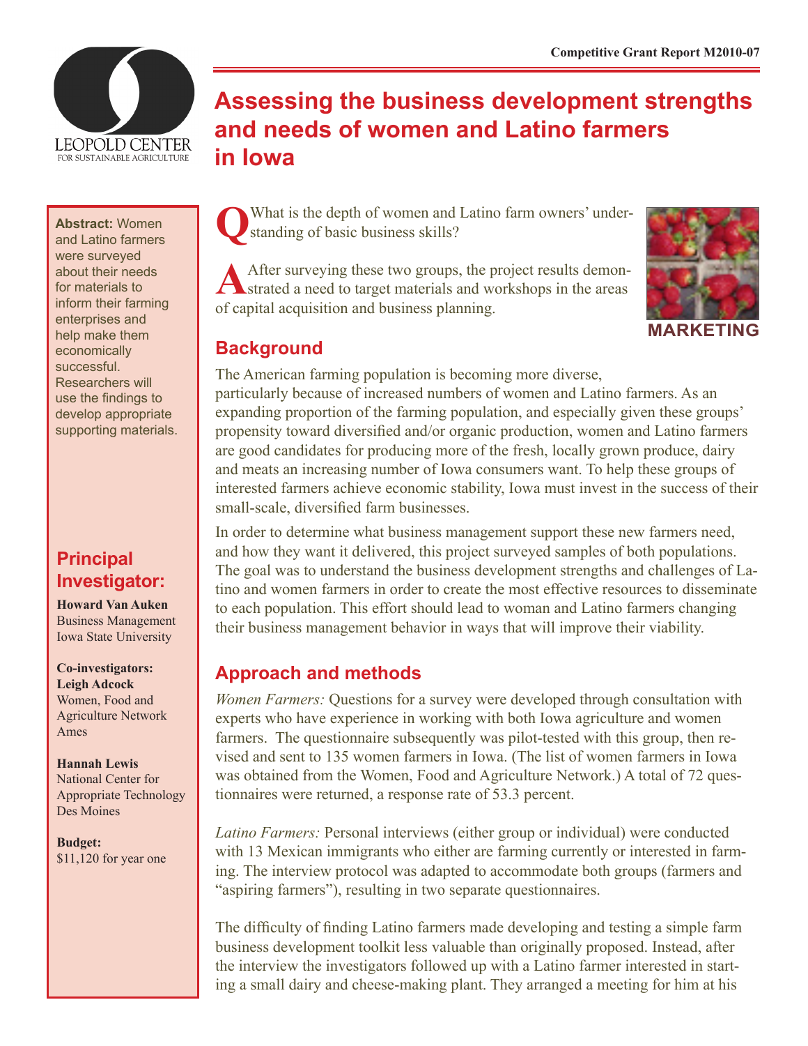Competitive Grant Report M2010-07

# Assessing the business development strengths and needs of women and Latino farmers in Iowa

**Abstract:** Women and Latino farmers were surveyed about their needs for materials to inform their farming enterprises and help make them economically successful. Researchers will use the findings to develop appropriate supporting materials.

## Principal Investigator:

**Howard Van Auken**
Business Management
Iowa State University

**Co-investigators:**
**Leigh Adcock**
Women, Food and Agriculture Network
Ames

**Hannah Lewis**
National Center for Appropriate Technology
Des Moines

**Budget:**
$11,120 for year one

**Q** What is the depth of women and Latino farm owners' understanding of basic business skills?

**A** After surveying these two groups, the project results demonstrated a need to target materials and workshops in the areas of capital acquisition and business planning.

MARKETING

## Background

The American farming population is becoming more diverse, particularly because of increased numbers of women and Latino farmers. As an expanding proportion of the farming population, and especially given these groups' propensity toward diversified and/or organic production, women and Latino farmers are good candidates for producing more of the fresh, locally grown produce, dairy and meats an increasing number of Iowa consumers want. To help these groups of interested farmers achieve economic stability, Iowa must invest in the success of their small-scale, diversified farm businesses.

In order to determine what business management support these new farmers need, and how they want it delivered, this project surveyed samples of both populations. The goal was to understand the business development strengths and challenges of Latino and women farmers in order to create the most effective resources to disseminate to each population. This effort should lead to woman and Latino farmers changing their business management behavior in ways that will improve their viability.

## Approach and methods

*Women Farmers:* Questions for a survey were developed through consultation with experts who have experience in working with both Iowa agriculture and women farmers. The questionnaire subsequently was pilot-tested with this group, then revised and sent to 135 women farmers in Iowa. (The list of women farmers in Iowa was obtained from the Women, Food and Agriculture Network.) A total of 72 questionnaires were returned, a response rate of 53.3 percent.

*Latino Farmers:* Personal interviews (either group or individual) were conducted with 13 Mexican immigrants who either are farming currently or interested in farming. The interview protocol was adapted to accommodate both groups (farmers and "aspiring farmers"), resulting in two separate questionnaires.

The difficulty of finding Latino farmers made developing and testing a simple farm business development toolkit less valuable than originally proposed. Instead, after the interview the investigators followed up with a Latino farmer interested in starting a small dairy and cheese-making plant. They arranged a meeting for him at his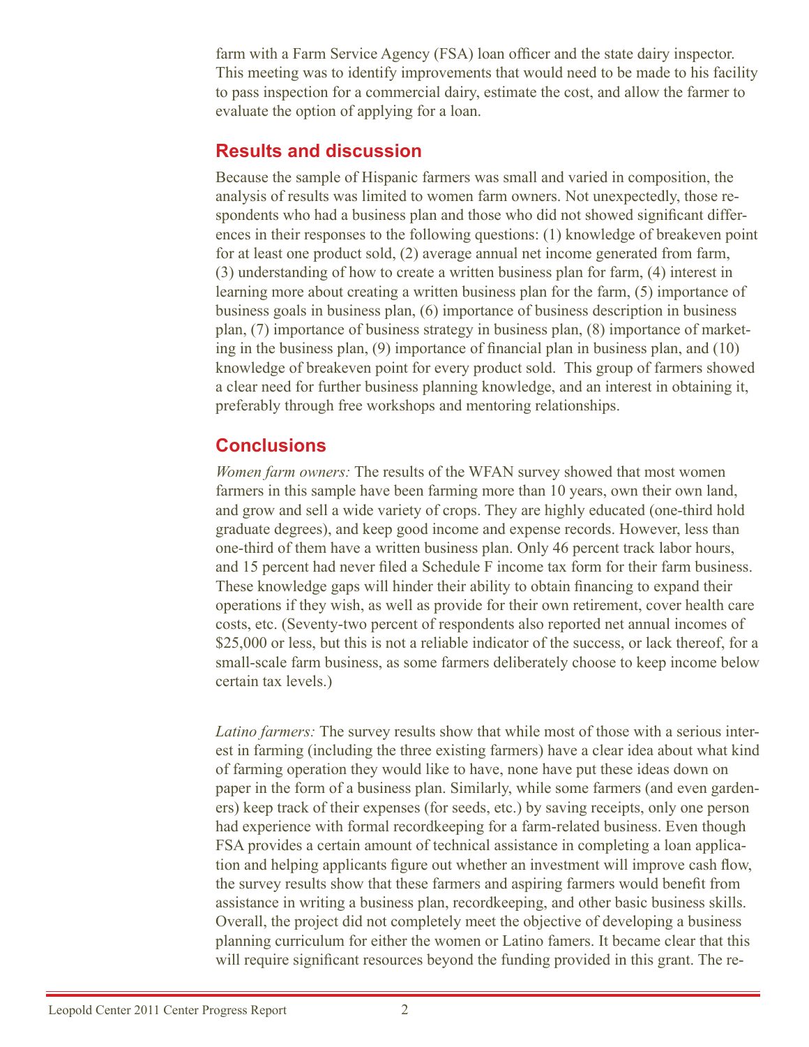farm with a Farm Service Agency (FSA) loan officer and the state dairy inspector. This meeting was to identify improvements that would need to be made to his facility to pass inspection for a commercial dairy, estimate the cost, and allow the farmer to evaluate the option of applying for a loan.

## Results and discussion

Because the sample of Hispanic farmers was small and varied in composition, the analysis of results was limited to women farm owners. Not unexpectedly, those respondents who had a business plan and those who did not showed significant differences in their responses to the following questions: (1) knowledge of breakeven point for at least one product sold, (2) average annual net income generated from farm, (3) understanding of how to create a written business plan for farm, (4) interest in learning more about creating a written business plan for the farm, (5) importance of business goals in business plan, (6) importance of business description in business plan, (7) importance of business strategy in business plan, (8) importance of marketing in the business plan, (9) importance of financial plan in business plan, and (10) knowledge of breakeven point for every product sold. This group of farmers showed a clear need for further business planning knowledge, and an interest in obtaining it, preferably through free workshops and mentoring relationships.

## Conclusions

*Women farm owners:* The results of the WFAN survey showed that most women farmers in this sample have been farming more than 10 years, own their own land, and grow and sell a wide variety of crops. They are highly educated (one-third hold graduate degrees), and keep good income and expense records. However, less than one-third of them have a written business plan. Only 46 percent track labor hours, and 15 percent had never filed a Schedule F income tax form for their farm business. These knowledge gaps will hinder their ability to obtain financing to expand their operations if they wish, as well as provide for their own retirement, cover health care costs, etc. (Seventy-two percent of respondents also reported net annual incomes of $25,000 or less, but this is not a reliable indicator of the success, or lack thereof, for a small-scale farm business, as some farmers deliberately choose to keep income below certain tax levels.)

*Latino farmers:* The survey results show that while most of those with a serious interest in farming (including the three existing farmers) have a clear idea about what kind of farming operation they would like to have, none have put these ideas down on paper in the form of a business plan. Similarly, while some farmers (and even gardeners) keep track of their expenses (for seeds, etc.) by saving receipts, only one person had experience with formal recordkeeping for a farm-related business. Even though FSA provides a certain amount of technical assistance in completing a loan application and helping applicants figure out whether an investment will improve cash flow, the survey results show that these farmers and aspiring farmers would benefit from assistance in writing a business plan, recordkeeping, and other basic business skills. Overall, the project did not completely meet the objective of developing a business planning curriculum for either the women or Latino famers. It became clear that this will require significant resources beyond the funding provided in this grant. The re-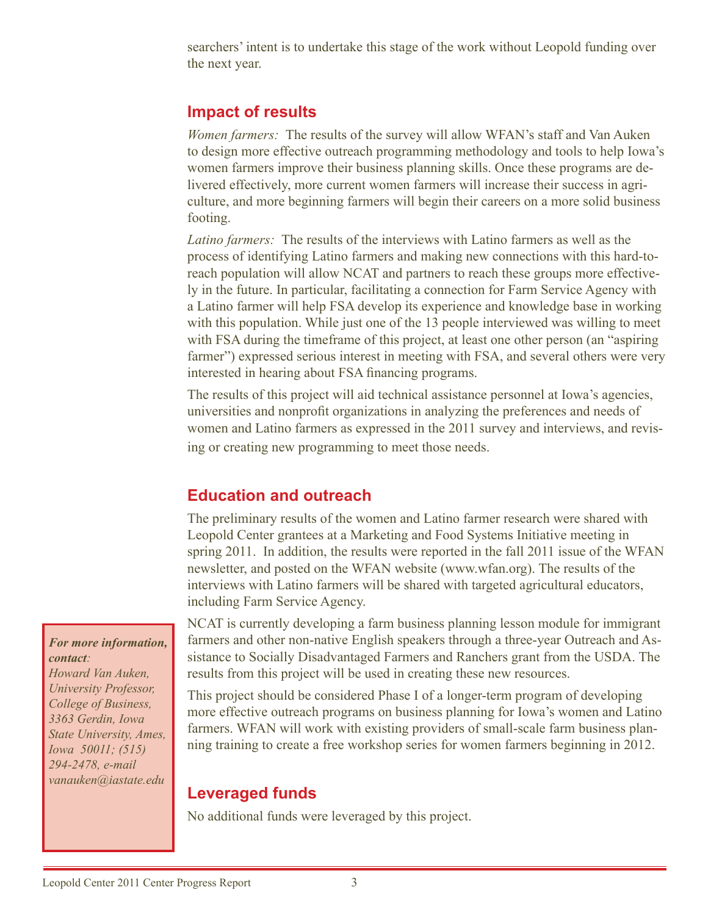searchers' intent is to undertake this stage of the work without Leopold funding over the next year.

## Impact of results

*Women farmers:* The results of the survey will allow WFAN's staff and Van Auken to design more effective outreach programming methodology and tools to help Iowa's women farmers improve their business planning skills. Once these programs are delivered effectively, more current women farmers will increase their success in agriculture, and more beginning farmers will begin their careers on a more solid business footing.

*Latino farmers:* The results of the interviews with Latino farmers as well as the process of identifying Latino farmers and making new connections with this hard-to-reach population will allow NCAT and partners to reach these groups more effectively in the future. In particular, facilitating a connection for Farm Service Agency with a Latino farmer will help FSA develop its experience and knowledge base in working with this population. While just one of the 13 people interviewed was willing to meet with FSA during the timeframe of this project, at least one other person (an "aspiring farmer") expressed serious interest in meeting with FSA, and several others were very interested in hearing about FSA financing programs.

The results of this project will aid technical assistance personnel at Iowa's agencies, universities and nonprofit organizations in analyzing the preferences and needs of women and Latino farmers as expressed in the 2011 survey and interviews, and revising or creating new programming to meet those needs.

## Education and outreach

The preliminary results of the women and Latino farmer research were shared with Leopold Center grantees at a Marketing and Food Systems Initiative meeting in spring 2011. In addition, the results were reported in the fall 2011 issue of the WFAN newsletter, and posted on the WFAN website (www.wfan.org). The results of the interviews with Latino farmers will be shared with targeted agricultural educators, including Farm Service Agency.

NCAT is currently developing a farm business planning lesson module for immigrant farmers and other non-native English speakers through a three-year Outreach and Assistance to Socially Disadvantaged Farmers and Ranchers grant from the USDA. The results from this project will be used in creating these new resources.

This project should be considered Phase I of a longer-term program of developing more effective outreach programs on business planning for Iowa's women and Latino farmers. WFAN will work with existing providers of small-scale farm business planning training to create a free workshop series for women farmers beginning in 2012.

## Leveraged funds

No additional funds were leveraged by this project.

***For more information, contact:***
*Howard Van Auken, University Professor, College of Business, 3363 Gerdin, Iowa State University, Ames, Iowa 50011; (515) 294-2478, e-mail vanauken@iastate.edu*